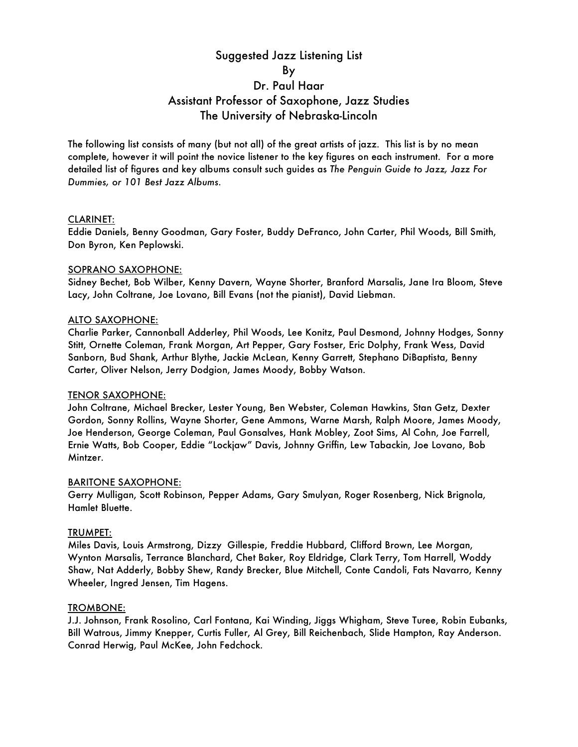# Suggested Jazz Listening List
By
Dr. Paul Haar
Assistant Professor of Saxophone, Jazz Studies
The University of Nebraska-Lincoln

The following list consists of many (but not all) of the great artists of jazz. This list is by no mean complete, however it will point the novice listener to the key figures on each instrument. For a more detailed list of figures and key albums consult such guides as *The Penguin Guide to Jazz, Jazz For Dummies, or 101 Best Jazz Albums*.

## CLARINET:

Eddie Daniels, Benny Goodman, Gary Foster, Buddy DeFranco, John Carter, Phil Woods, Bill Smith, Don Byron, Ken Peplowski.

## SOPRANO SAXOPHONE:

Sidney Bechet, Bob Wilber, Kenny Davern, Wayne Shorter, Branford Marsalis, Jane Ira Bloom, Steve Lacy, John Coltrane, Joe Lovano, Bill Evans (not the pianist), David Liebman.

## ALTO SAXOPHONE:

Charlie Parker, Cannonball Adderley, Phil Woods, Lee Konitz, Paul Desmond, Johnny Hodges, Sonny Stitt, Ornette Coleman, Frank Morgan, Art Pepper, Gary Fostser, Eric Dolphy, Frank Wess, David Sanborn, Bud Shank, Arthur Blythe, Jackie McLean, Kenny Garrett, Stephano DiBaptista, Benny Carter, Oliver Nelson, Jerry Dodgion, James Moody, Bobby Watson.

## TENOR SAXOPHONE:

John Coltrane, Michael Brecker, Lester Young, Ben Webster, Coleman Hawkins, Stan Getz, Dexter Gordon, Sonny Rollins, Wayne Shorter, Gene Ammons, Warne Marsh, Ralph Moore, James Moody, Joe Henderson, George Coleman, Paul Gonsalves, Hank Mobley, Zoot Sims, Al Cohn, Joe Farrell, Ernie Watts, Bob Cooper, Eddie "Lockjaw" Davis, Johnny Griffin, Lew Tabackin, Joe Lovano, Bob Mintzer.

## BARITONE SAXOPHONE:

Gerry Mulligan, Scott Robinson, Pepper Adams, Gary Smulyan, Roger Rosenberg, Nick Brignola, Hamlet Bluette.

## TRUMPET:

Miles Davis, Louis Armstrong, Dizzy Gillespie, Freddie Hubbard, Clifford Brown, Lee Morgan, Wynton Marsalis, Terrance Blanchard, Chet Baker, Roy Eldridge, Clark Terry, Tom Harrell, Woddy Shaw, Nat Adderly, Bobby Shew, Randy Brecker, Blue Mitchell, Conte Candoli, Fats Navarro, Kenny Wheeler, Ingred Jensen, Tim Hagens.

## TROMBONE:

J.J. Johnson, Frank Rosolino, Carl Fontana, Kai Winding, Jiggs Whigham, Steve Turee, Robin Eubanks, Bill Watrous, Jimmy Knepper, Curtis Fuller, Al Grey, Bill Reichenbach, Slide Hampton, Ray Anderson. Conrad Herwig, Paul McKee, John Fedchock.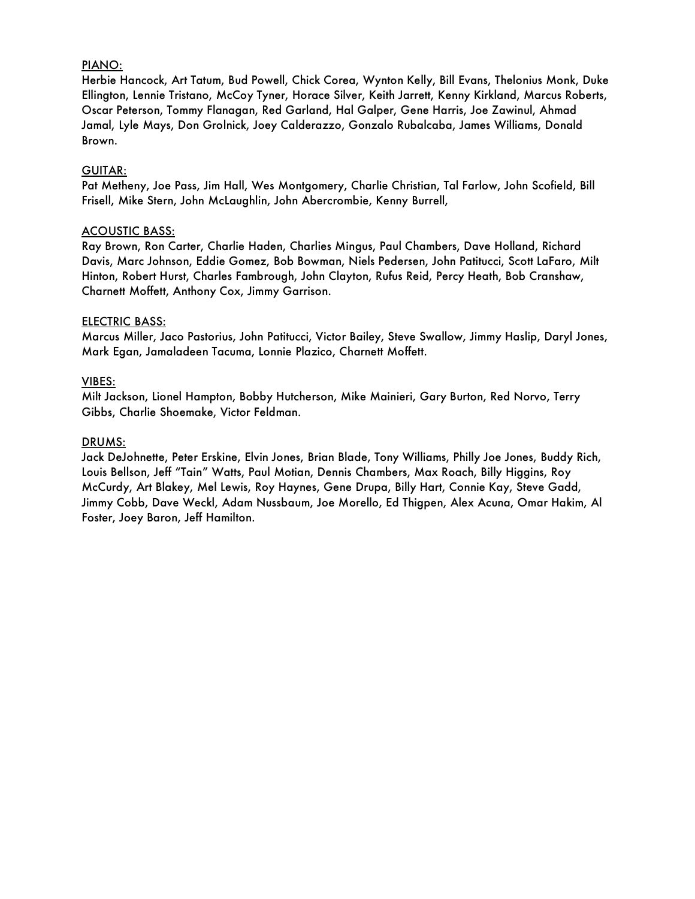PIANO:
Herbie Hancock, Art Tatum, Bud Powell, Chick Corea, Wynton Kelly, Bill Evans, Thelonius Monk, Duke Ellington, Lennie Tristano, McCoy Tyner, Horace Silver, Keith Jarrett, Kenny Kirkland, Marcus Roberts, Oscar Peterson, Tommy Flanagan, Red Garland, Hal Galper, Gene Harris, Joe Zawinul, Ahmad Jamal, Lyle Mays, Don Grolnick, Joey Calderazzo, Gonzalo Rubalcaba, James Williams, Donald Brown.

GUITAR:
Pat Metheny, Joe Pass, Jim Hall, Wes Montgomery, Charlie Christian, Tal Farlow, John Scofield, Bill Frisell, Mike Stern, John McLaughlin, John Abercrombie, Kenny Burrell,

ACOUSTIC BASS:
Ray Brown, Ron Carter, Charlie Haden, Charlies Mingus, Paul Chambers, Dave Holland, Richard Davis, Marc Johnson, Eddie Gomez, Bob Bowman, Niels Pedersen, John Patitucci, Scott LaFaro, Milt Hinton, Robert Hurst, Charles Fambrough, John Clayton, Rufus Reid, Percy Heath, Bob Cranshaw, Charnett Moffett, Anthony Cox, Jimmy Garrison.

ELECTRIC BASS:
Marcus Miller, Jaco Pastorius, John Patitucci, Victor Bailey, Steve Swallow, Jimmy Haslip, Daryl Jones, Mark Egan, Jamaladeen Tacuma, Lonnie Plazico, Charnett Moffett.

VIBES:
Milt Jackson, Lionel Hampton, Bobby Hutcherson, Mike Mainieri, Gary Burton, Red Norvo, Terry Gibbs, Charlie Shoemake, Victor Feldman.

DRUMS:
Jack DeJohnette, Peter Erskine, Elvin Jones, Brian Blade, Tony Williams, Philly Joe Jones, Buddy Rich, Louis Bellson, Jeff "Tain" Watts, Paul Motian, Dennis Chambers, Max Roach, Billy Higgins, Roy McCurdy, Art Blakey, Mel Lewis, Roy Haynes, Gene Drupa, Billy Hart, Connie Kay, Steve Gadd, Jimmy Cobb, Dave Weckl, Adam Nussbaum, Joe Morello, Ed Thigpen, Alex Acuna, Omar Hakim, Al Foster, Joey Baron, Jeff Hamilton.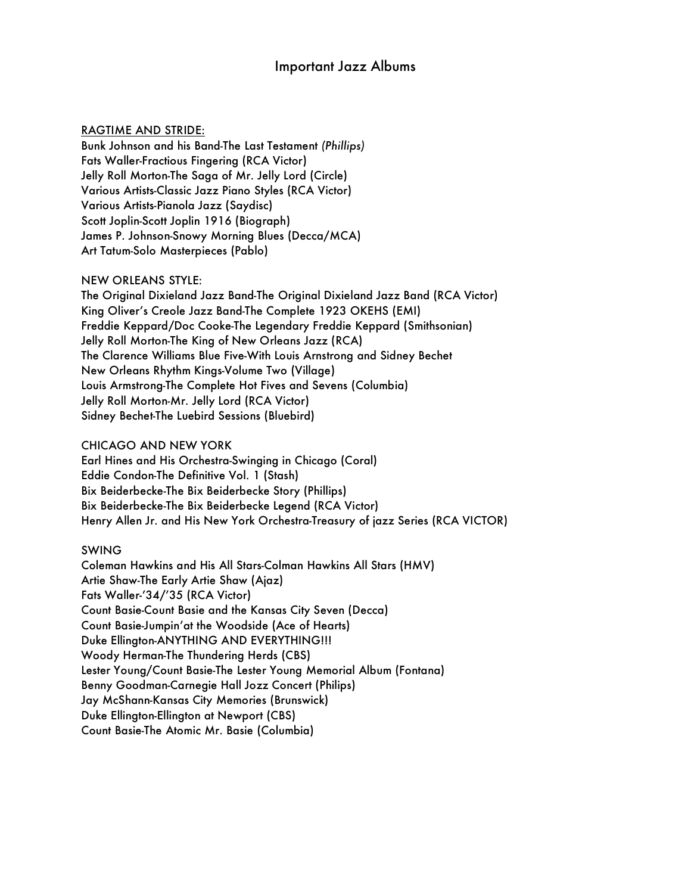# Important Jazz Albums

<u>RAGTIME AND STRIDE:</u>

Bunk Johnson and his Band-The Last Testament *(Phillips)*
Fats Waller-Fractious Fingering (RCA Victor)
Jelly Roll Morton-The Saga of Mr. Jelly Lord (Circle)
Various Artists-Classic Jazz Piano Styles (RCA Victor)
Various Artists-Pianola Jazz (Saydisc)
Scott Joplin-Scott Joplin 1916 (Biograph)
James P. Johnson-Snowy Morning Blues (Decca/MCA)
Art Tatum-Solo Masterpieces (Pablo)

NEW ORLEANS STYLE:

The Original Dixieland Jazz Band-The Original Dixieland Jazz Band (RCA Victor)
King Oliver's Creole Jazz Band-The Complete 1923 OKEHS (EMI)
Freddie Keppard/Doc Cooke-The Legendary Freddie Keppard (Smithsonian)
Jelly Roll Morton-The King of New Orleans Jazz (RCA)
The Clarence Williams Blue Five-With Louis Arnstrong and Sidney Bechet
New Orleans Rhythm Kings-Volume Two (Village)
Louis Armstrong-The Complete Hot Fives and Sevens (Columbia)
Jelly Roll Morton-Mr. Jelly Lord (RCA Victor)
Sidney Bechet-The Luebird Sessions (Bluebird)

CHICAGO AND NEW YORK

Earl Hines and His Orchestra-Swinging in Chicago (Coral)
Eddie Condon-The Definitive Vol. 1 (Stash)
Bix Beiderbecke-The Bix Beiderbecke Story (Phillips)
Bix Beiderbecke-The Bix Beiderbecke Legend (RCA Victor)
Henry Allen Jr. and His New York Orchestra-Treasury of jazz Series (RCA VICTOR)

SWING

Coleman Hawkins and His All Stars-Colman Hawkins All Stars (HMV)
Artie Shaw-The Early Artie Shaw (Ajaz)
Fats Waller-'34/'35 (RCA Victor)
Count Basie-Count Basie and the Kansas City Seven (Decca)
Count Basie-Jumpin'at the Woodside (Ace of Hearts)
Duke Ellington-ANYTHING AND EVERYTHING!!!
Woody Herman-The Thundering Herds (CBS)
Lester Young/Count Basie-The Lester Young Memorial Album (Fontana)
Benny Goodman-Carnegie Hall Jozz Concert (Philips)
Jay McShann-Kansas City Memories (Brunswick)
Duke Ellington-Ellington at Newport (CBS)
Count Basie-The Atomic Mr. Basie (Columbia)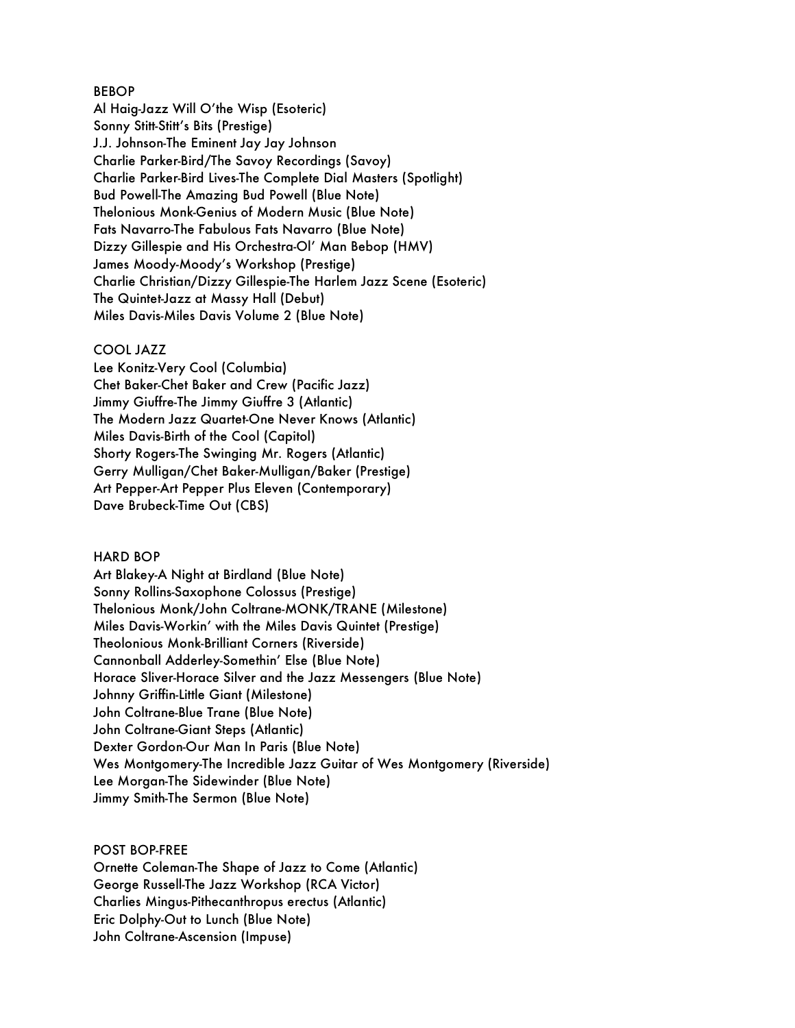BEBOP

Al Haig-Jazz Will O'the Wisp (Esoteric)
Sonny Stitt-Stitt's Bits (Prestige)
J.J. Johnson-The Eminent Jay Jay Johnson
Charlie Parker-Bird/The Savoy Recordings (Savoy)
Charlie Parker-Bird Lives-The Complete Dial Masters (Spotlight)
Bud Powell-The Amazing Bud Powell (Blue Note)
Thelonious Monk-Genius of Modern Music (Blue Note)
Fats Navarro-The Fabulous Fats Navarro (Blue Note)
Dizzy Gillespie and His Orchestra-Ol' Man Bebop (HMV)
James Moody-Moody's Workshop (Prestige)
Charlie Christian/Dizzy Gillespie-The Harlem Jazz Scene (Esoteric)
The Quintet-Jazz at Massy Hall (Debut)
Miles Davis-Miles Davis Volume 2 (Blue Note)

COOL JAZZ

Lee Konitz-Very Cool (Columbia)
Chet Baker-Chet Baker and Crew (Pacific Jazz)
Jimmy Giuffre-The Jimmy Giuffre 3 (Atlantic)
The Modern Jazz Quartet-One Never Knows (Atlantic)
Miles Davis-Birth of the Cool (Capitol)
Shorty Rogers-The Swinging Mr. Rogers (Atlantic)
Gerry Mulligan/Chet Baker-Mulligan/Baker (Prestige)
Art Pepper-Art Pepper Plus Eleven (Contemporary)
Dave Brubeck-Time Out (CBS)

HARD BOP

Art Blakey-A Night at Birdland (Blue Note)
Sonny Rollins-Saxophone Colossus (Prestige)
Thelonious Monk/John Coltrane-MONK/TRANE (Milestone)
Miles Davis-Workin' with the Miles Davis Quintet (Prestige)
Theolonious Monk-Brilliant Corners (Riverside)
Cannonball Adderley-Somethin' Else (Blue Note)
Horace Sliver-Horace Silver and the Jazz Messengers (Blue Note)
Johnny Griffin-Little Giant (Milestone)
John Coltrane-Blue Trane (Blue Note)
John Coltrane-Giant Steps (Atlantic)
Dexter Gordon-Our Man In Paris (Blue Note)
Wes Montgomery-The Incredible Jazz Guitar of Wes Montgomery (Riverside)
Lee Morgan-The Sidewinder (Blue Note)
Jimmy Smith-The Sermon (Blue Note)

POST BOP-FREE

Ornette Coleman-The Shape of Jazz to Come (Atlantic)
George Russell-The Jazz Workshop (RCA Victor)
Charlies Mingus-Pithecanthropus erectus (Atlantic)
Eric Dolphy-Out to Lunch (Blue Note)
John Coltrane-Ascension (Impuse)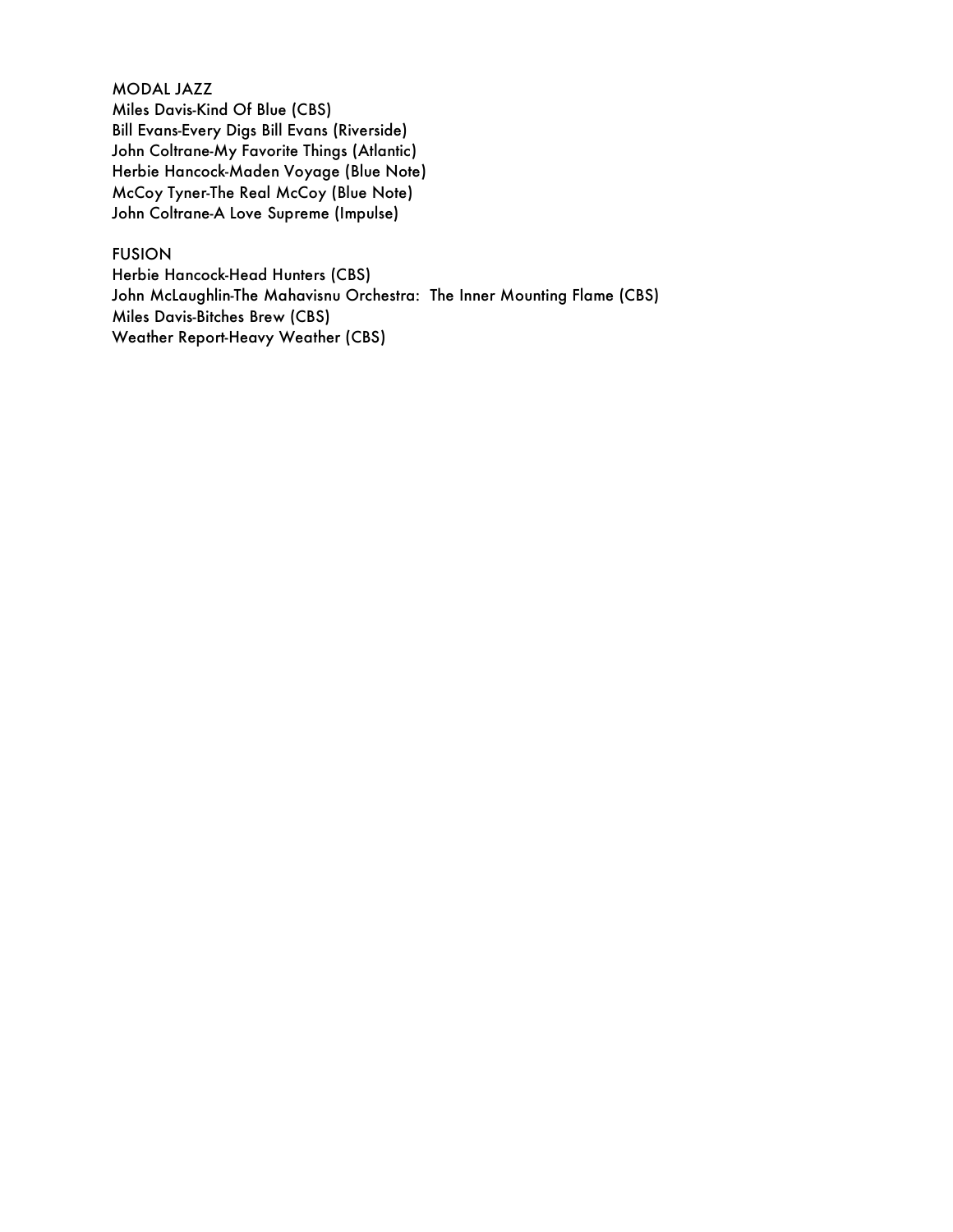MODAL JAZZ
Miles Davis-Kind Of Blue (CBS)
Bill Evans-Every Digs Bill Evans (Riverside)
John Coltrane-My Favorite Things (Atlantic)
Herbie Hancock-Maden Voyage (Blue Note)
McCoy Tyner-The Real McCoy (Blue Note)
John Coltrane-A Love Supreme (Impulse)

FUSION
Herbie Hancock-Head Hunters (CBS)
John McLaughlin-The Mahavisnu Orchestra: The Inner Mounting Flame (CBS)
Miles Davis-Bitches Brew (CBS)
Weather Report-Heavy Weather (CBS)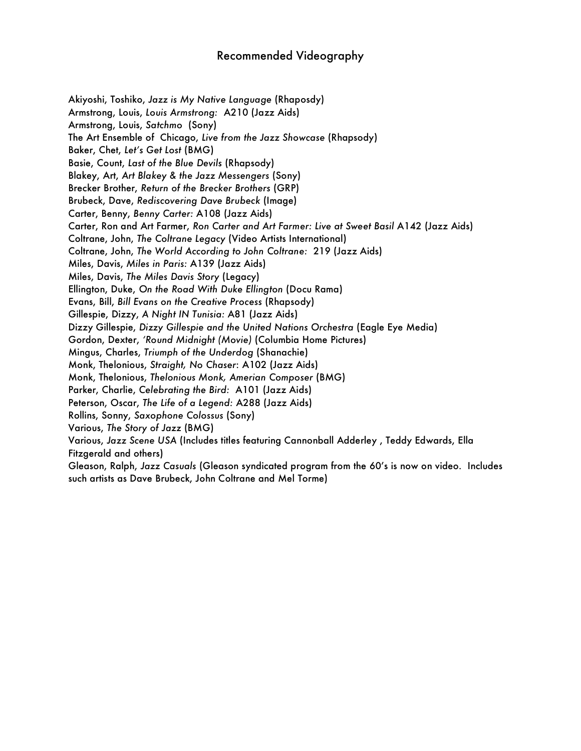## Recommended Videography

Akiyoshi, Toshiko, *Jazz is My Native Language* (Rhaposdy)
Armstrong, Louis, *Louis Armstrong:* A210 (Jazz Aids)
Armstrong, Louis, *Satchmo* (Sony)
The Art Ensemble of Chicago, *Live from the Jazz Showcase* (Rhapsody)
Baker, Chet, *Let's Get Lost* (BMG)
Basie, Count, *Last of the Blue Devils* (Rhapsody)
Blakey, Art, *Art Blakey & the Jazz Messengers* (Sony)
Brecker Brother, *Return of the Brecker Brothers* (GRP)
Brubeck, Dave, *Rediscovering Dave Brubeck* (Image)
Carter, Benny, *Benny Carter:* A108 (Jazz Aids)
Carter, Ron and Art Farmer, *Ron Carter and Art Farmer: Live at Sweet Basil* A142 (Jazz Aids)
Coltrane, John, *The Coltrane Legacy* (Video Artists International)
Coltrane, John, *The World According to John Coltrane:* 219 (Jazz Aids)
Miles, Davis, *Miles in Paris:* A139 (Jazz Aids)
Miles, Davis, *The Miles Davis Story* (Legacy)
Ellington, Duke, *On the Road With Duke Ellington* (Docu Rama)
Evans, Bill, *Bill Evans on the Creative Process* (Rhapsody)
Gillespie, Dizzy, *A Night IN Tunisia:* A81 (Jazz Aids)
Dizzy Gillespie, *Dizzy Gillespie and the United Nations Orchestra* (Eagle Eye Media)
Gordon, Dexter, *'Round Midnight (Movie)* (Columbia Home Pictures)
Mingus, Charles, *Triumph of the Underdog* (Shanachie)
Monk, Thelonious, *Straight, No Chaser*: A102 (Jazz Aids)
Monk, Thelonious, *Thelonious Monk, Amerian Composer* (BMG)
Parker, Charlie, *Celebrating the Bird:* A101 (Jazz Aids)
Peterson, Oscar, *The Life of a Legend:* A288 (Jazz Aids)
Rollins, Sonny, *Saxophone Colossus* (Sony)
Various, *The Story of Jazz* (BMG)
Various, *Jazz Scene USA* (Includes titles featuring Cannonball Adderley , Teddy Edwards, Ella Fitzgerald and others)
Gleason, Ralph, *Jazz Casuals* (Gleason syndicated program from the 60's is now on video. Includes such artists as Dave Brubeck, John Coltrane and Mel Torme)